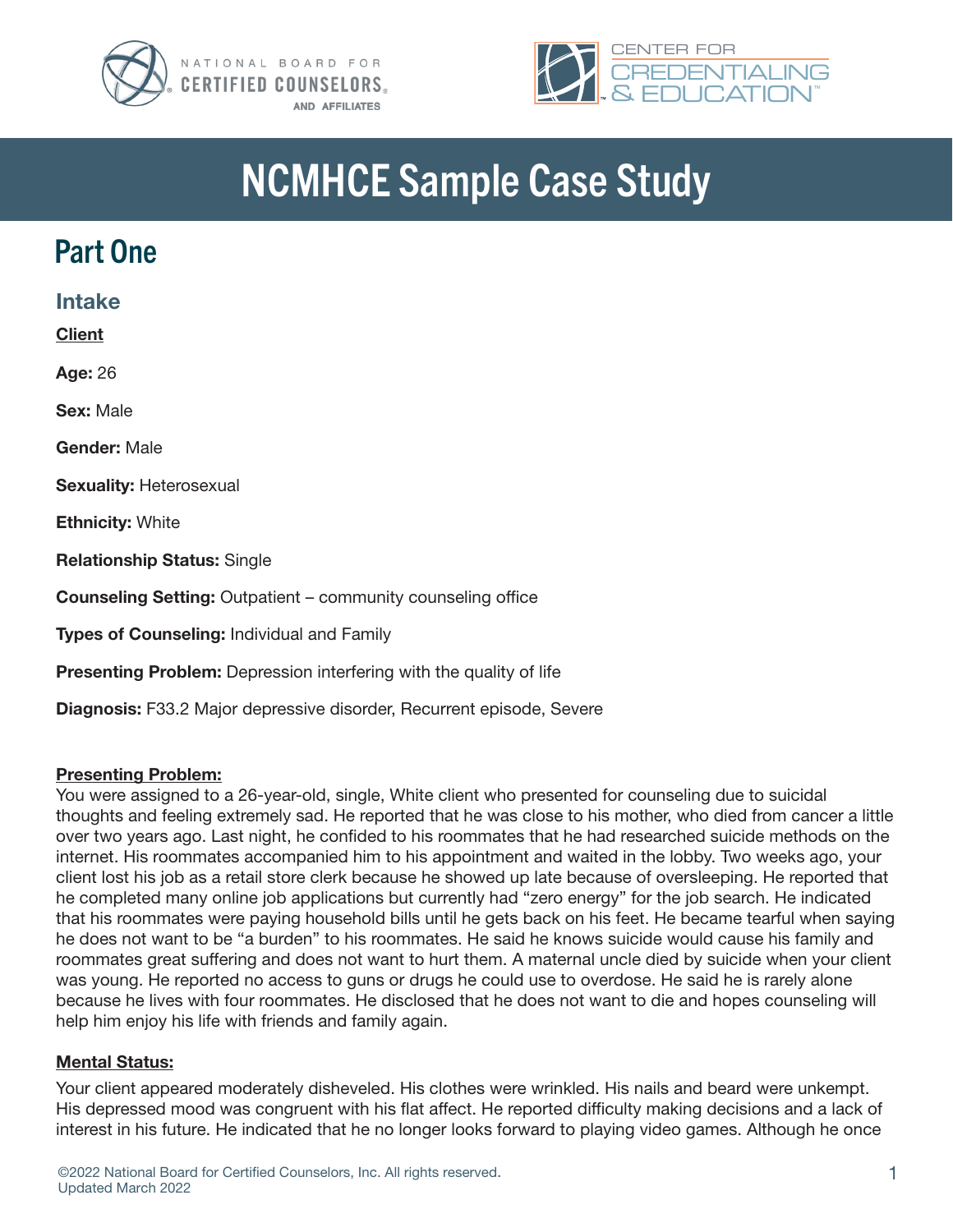# NCMHCE Sample Case Study

## Part One

### Intake

**Client**

**Age:** 26

**Sex:** Male

**Gender:** Male

**Sexuality:** Heterosexual

**Ethnicity:** White

**Relationship Status:** Single

**Counseling Setting:** Outpatient – community counseling office

**Types of Counseling:** Individual and Family

**Presenting Problem:** Depression interfering with the quality of life

**Diagnosis:** F33.2 Major depressive disorder, Recurrent episode, Severe

**Presenting Problem:**

You were assigned to a 26-year-old, single, White client who presented for counseling due to suicidal thoughts and feeling extremely sad. He reported that he was close to his mother, who died from cancer a little over two years ago. Last night, he confided to his roommates that he had researched suicide methods on the internet. His roommates accompanied him to his appointment and waited in the lobby. Two weeks ago, your client lost his job as a retail store clerk because he showed up late because of oversleeping. He reported that he completed many online job applications but currently had "zero energy" for the job search. He indicated that his roommates were paying household bills until he gets back on his feet. He became tearful when saying he does not want to be "a burden" to his roommates. He said he knows suicide would cause his family and roommates great suffering and does not want to hurt them. A maternal uncle died by suicide when your client was young. He reported no access to guns or drugs he could use to overdose. He said he is rarely alone because he lives with four roommates. He disclosed that he does not want to die and hopes counseling will help him enjoy his life with friends and family again.

**Mental Status:**

Your client appeared moderately disheveled. His clothes were wrinkled. His nails and beard were unkempt. His depressed mood was congruent with his flat affect. He reported difficulty making decisions and a lack of interest in his future. He indicated that he no longer looks forward to playing video games. Although he once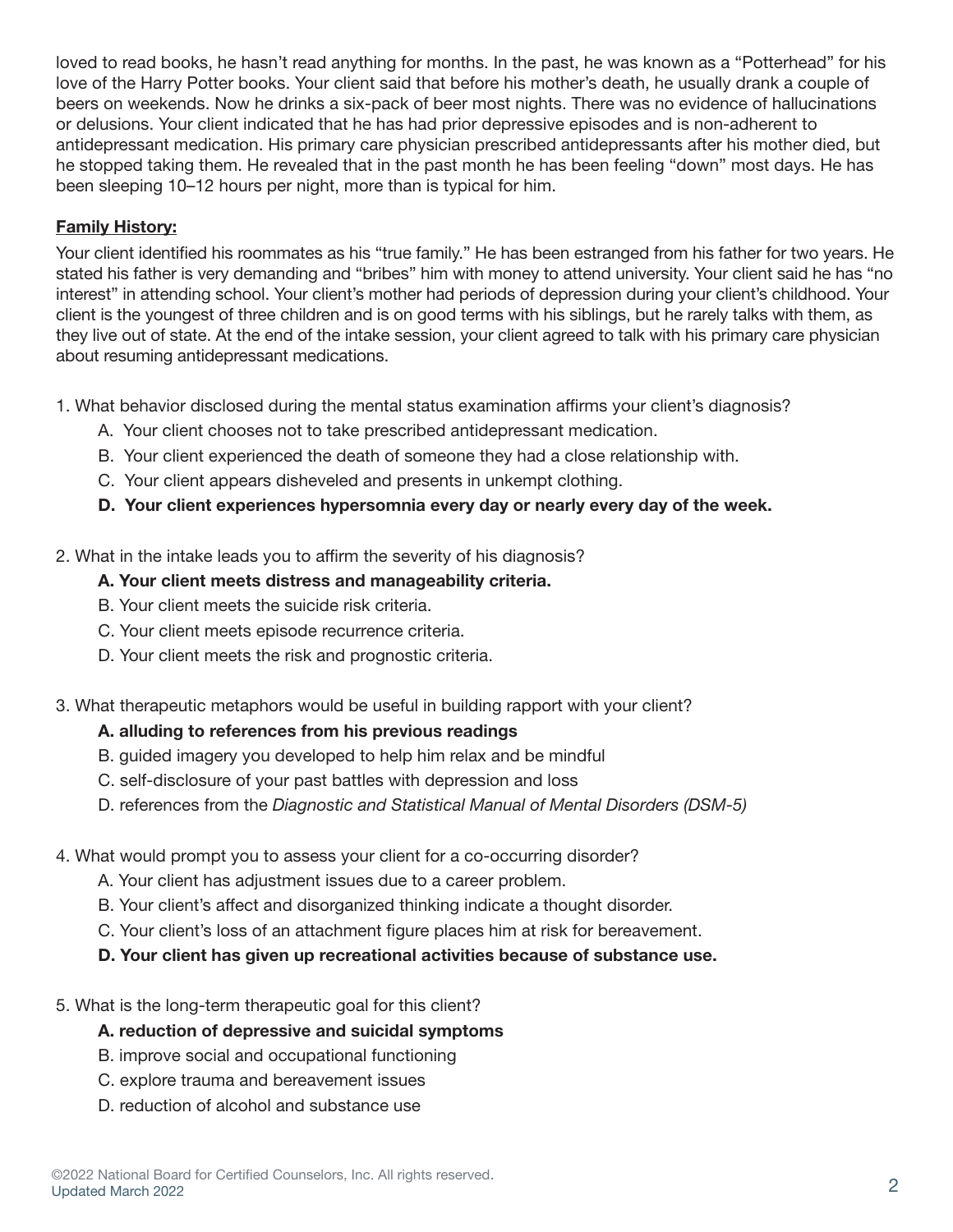loved to read books, he hasn't read anything for months. In the past, he was known as a "Potterhead" for his love of the Harry Potter books. Your client said that before his mother's death, he usually drank a couple of beers on weekends. Now he drinks a six-pack of beer most nights. There was no evidence of hallucinations or delusions. Your client indicated that he has had prior depressive episodes and is non-adherent to antidepressant medication. His primary care physician prescribed antidepressants after his mother died, but he stopped taking them. He revealed that in the past month he has been feeling "down" most days. He has been sleeping 10–12 hours per night, more than is typical for him.

**Family History:**

Your client identified his roommates as his "true family." He has been estranged from his father for two years. He stated his father is very demanding and "bribes" him with money to attend university. Your client said he has "no interest" in attending school. Your client's mother had periods of depression during your client's childhood. Your client is the youngest of three children and is on good terms with his siblings, but he rarely talks with them, as they live out of state. At the end of the intake session, your client agreed to talk with his primary care physician about resuming antidepressant medications.

1. What behavior disclosed during the mental status examination affirms your client's diagnosis?
   - A. Your client chooses not to take prescribed antidepressant medication.
   - B. Your client experienced the death of someone they had a close relationship with.
   - C. Your client appears disheveled and presents in unkempt clothing.
   - **D. Your client experiences hypersomnia every day or nearly every day of the week.**

2. What in the intake leads you to affirm the severity of his diagnosis?
   - **A. Your client meets distress and manageability criteria.**
   - B. Your client meets the suicide risk criteria.
   - C. Your client meets episode recurrence criteria.
   - D. Your client meets the risk and prognostic criteria.

3. What therapeutic metaphors would be useful in building rapport with your client?
   - **A. alluding to references from his previous readings**
   - B. guided imagery you developed to help him relax and be mindful
   - C. self-disclosure of your past battles with depression and loss
   - D. references from the *Diagnostic and Statistical Manual of Mental Disorders (DSM-5)*

4. What would prompt you to assess your client for a co-occurring disorder?
   - A. Your client has adjustment issues due to a career problem.
   - B. Your client's affect and disorganized thinking indicate a thought disorder.
   - C. Your client's loss of an attachment figure places him at risk for bereavement.
   - **D. Your client has given up recreational activities because of substance use.**

5. What is the long-term therapeutic goal for this client?
   - **A. reduction of depressive and suicidal symptoms**
   - B. improve social and occupational functioning
   - C. explore trauma and bereavement issues
   - D. reduction of alcohol and substance use

©2022 National Board for Certified Counselors, Inc. All rights reserved.
Updated March 2022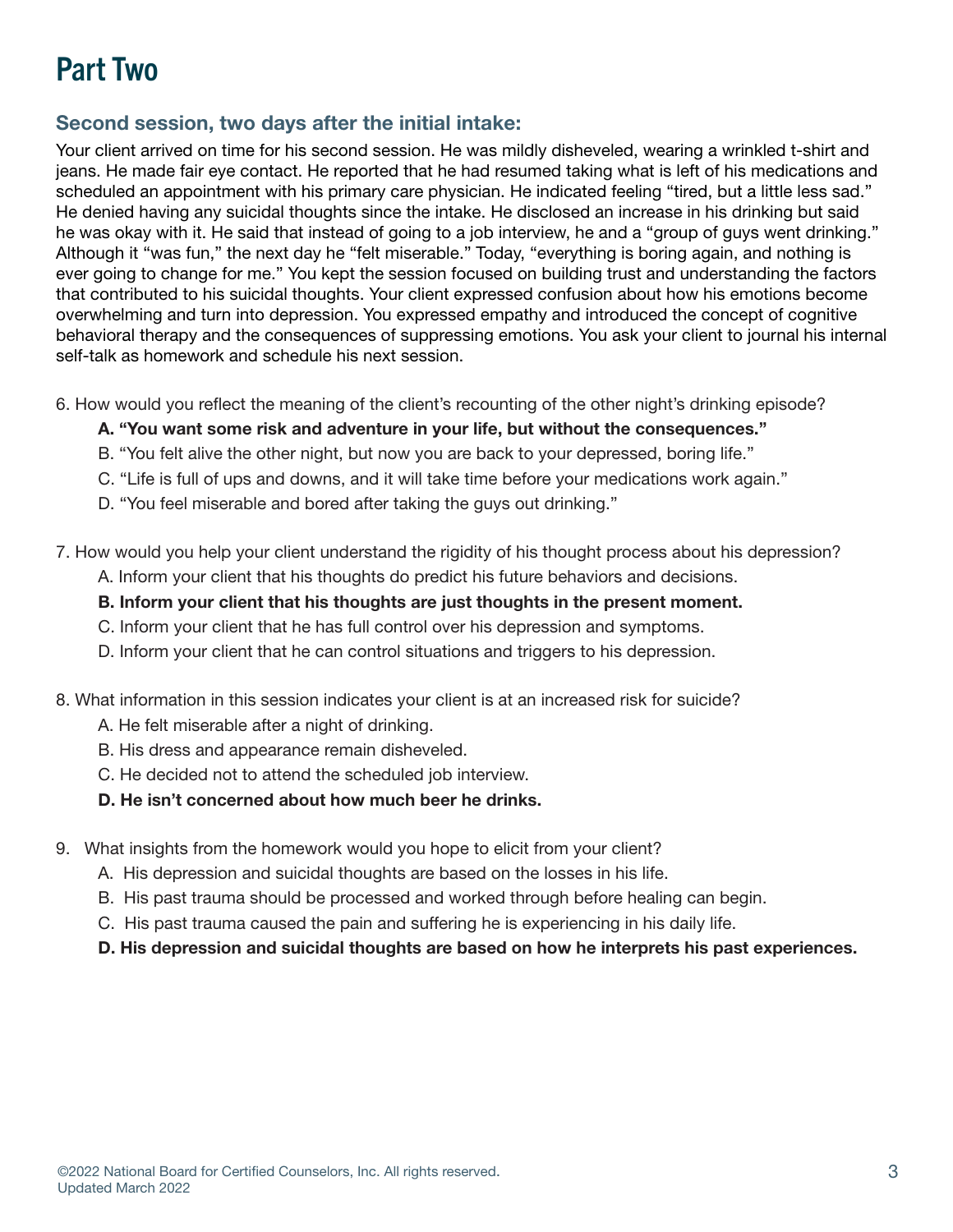# Part Two

### Second session, two days after the initial intake:

Your client arrived on time for his second session. He was mildly disheveled, wearing a wrinkled t-shirt and jeans. He made fair eye contact. He reported that he had resumed taking what is left of his medications and scheduled an appointment with his primary care physician. He indicated feeling "tired, but a little less sad." He denied having any suicidal thoughts since the intake. He disclosed an increase in his drinking but said he was okay with it. He said that instead of going to a job interview, he and a "group of guys went drinking." Although it "was fun," the next day he "felt miserable." Today, "everything is boring again, and nothing is ever going to change for me." You kept the session focused on building trust and understanding the factors that contributed to his suicidal thoughts. Your client expressed confusion about how his emotions become overwhelming and turn into depression. You expressed empathy and introduced the concept of cognitive behavioral therapy and the consequences of suppressing emotions. You ask your client to journal his internal self-talk as homework and schedule his next session.

6. How would you reflect the meaning of the client's recounting of the other night's drinking episode?
   - **A. "You want some risk and adventure in your life, but without the consequences."**
   - B. "You felt alive the other night, but now you are back to your depressed, boring life."
   - C. "Life is full of ups and downs, and it will take time before your medications work again."
   - D. "You feel miserable and bored after taking the guys out drinking."

7. How would you help your client understand the rigidity of his thought process about his depression?
   - A. Inform your client that his thoughts do predict his future behaviors and decisions.
   - **B. Inform your client that his thoughts are just thoughts in the present moment.**
   - C. Inform your client that he has full control over his depression and symptoms.
   - D. Inform your client that he can control situations and triggers to his depression.

8. What information in this session indicates your client is at an increased risk for suicide?
   - A. He felt miserable after a night of drinking.
   - B. His dress and appearance remain disheveled.
   - C. He decided not to attend the scheduled job interview.
   - **D. He isn't concerned about how much beer he drinks.**

9. What insights from the homework would you hope to elicit from your client?
   - A. His depression and suicidal thoughts are based on the losses in his life.
   - B. His past trauma should be processed and worked through before healing can begin.
   - C. His past trauma caused the pain and suffering he is experiencing in his daily life.
   - **D. His depression and suicidal thoughts are based on how he interprets his past experiences.**

©2022 National Board for Certified Counselors, Inc. All rights reserved.
Updated March 2022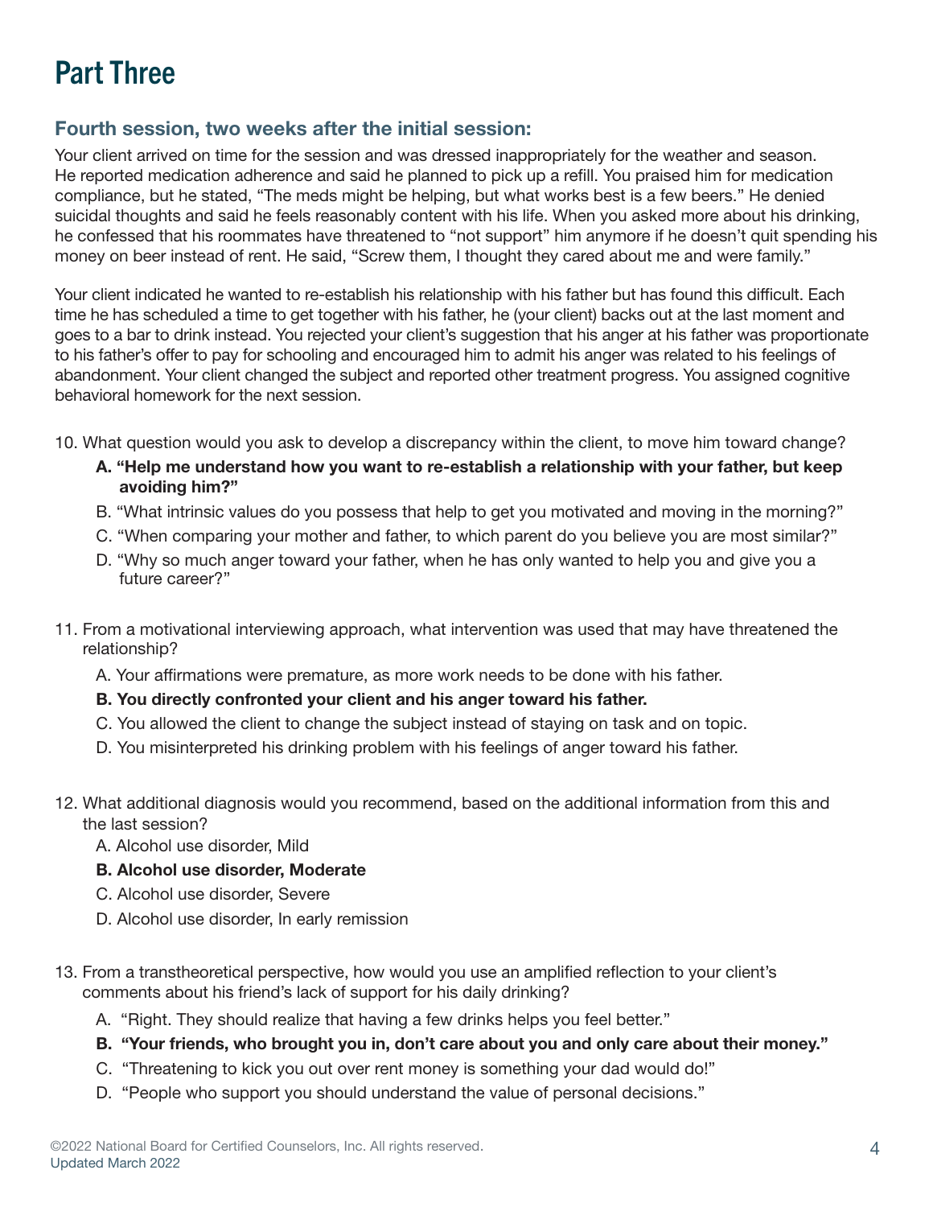# Part Three

### Fourth session, two weeks after the initial session:

Your client arrived on time for the session and was dressed inappropriately for the weather and season. He reported medication adherence and said he planned to pick up a refill. You praised him for medication compliance, but he stated, "The meds might be helping, but what works best is a few beers." He denied suicidal thoughts and said he feels reasonably content with his life. When you asked more about his drinking, he confessed that his roommates have threatened to "not support" him anymore if he doesn't quit spending his money on beer instead of rent. He said, "Screw them, I thought they cared about me and were family."

Your client indicated he wanted to re-establish his relationship with his father but has found this difficult. Each time he has scheduled a time to get together with his father, he (your client) backs out at the last moment and goes to a bar to drink instead. You rejected your client's suggestion that his anger at his father was proportionate to his father's offer to pay for schooling and encouraged him to admit his anger was related to his feelings of abandonment. Your client changed the subject and reported other treatment progress. You assigned cognitive behavioral homework for the next session.

10. What question would you ask to develop a discrepancy within the client, to move him toward change?
    - **A. "Help me understand how you want to re-establish a relationship with your father, but keep avoiding him?"**
    - B. "What intrinsic values do you possess that help to get you motivated and moving in the morning?"
    - C. "When comparing your mother and father, to which parent do you believe you are most similar?"
    - D. "Why so much anger toward your father, when he has only wanted to help you and give you a future career?"

11. From a motivational interviewing approach, what intervention was used that may have threatened the relationship?
    - A. Your affirmations were premature, as more work needs to be done with his father.
    - **B. You directly confronted your client and his anger toward his father.**
    - C. You allowed the client to change the subject instead of staying on task and on topic.
    - D. You misinterpreted his drinking problem with his feelings of anger toward his father.

12. What additional diagnosis would you recommend, based on the additional information from this and the last session?
    - A. Alcohol use disorder, Mild
    - **B. Alcohol use disorder, Moderate**
    - C. Alcohol use disorder, Severe
    - D. Alcohol use disorder, In early remission

13. From a transtheoretical perspective, how would you use an amplified reflection to your client's comments about his friend's lack of support for his daily drinking?
    - A. "Right. They should realize that having a few drinks helps you feel better."
    - **B. "Your friends, who brought you in, don't care about you and only care about their money."**
    - C. "Threatening to kick you out over rent money is something your dad would do!"
    - D. "People who support you should understand the value of personal decisions."

©2022 National Board for Certified Counselors, Inc. All rights reserved.
Updated March 2022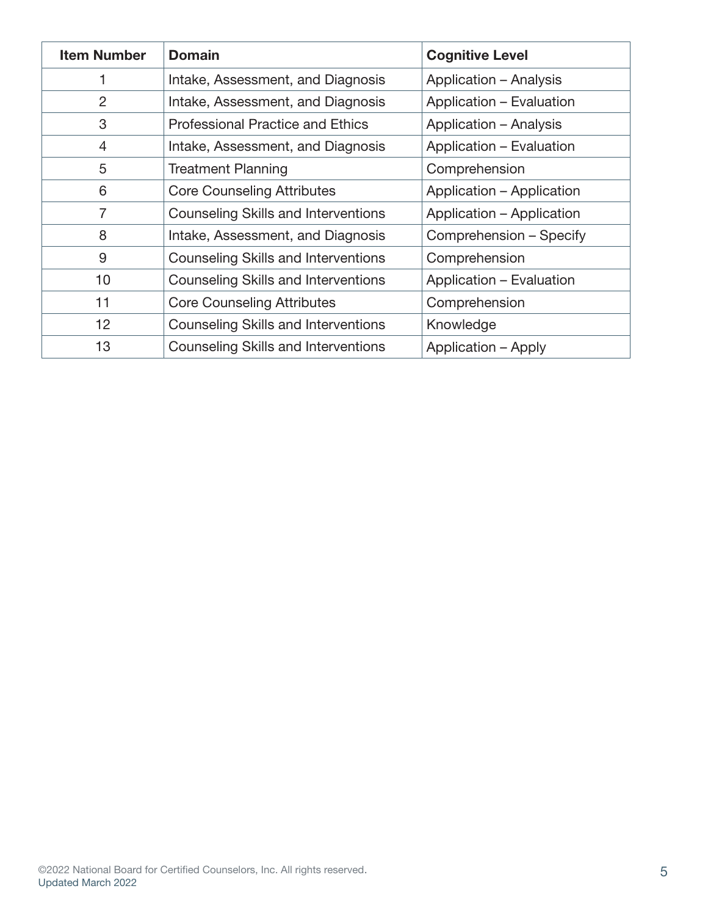| Item Number | Domain | Cognitive Level |
|---|---|---|
| 1 | Intake, Assessment, and Diagnosis | Application – Analysis |
| 2 | Intake, Assessment, and Diagnosis | Application – Evaluation |
| 3 | Professional Practice and Ethics | Application – Analysis |
| 4 | Intake, Assessment, and Diagnosis | Application – Evaluation |
| 5 | Treatment Planning | Comprehension |
| 6 | Core Counseling Attributes | Application – Application |
| 7 | Counseling Skills and Interventions | Application – Application |
| 8 | Intake, Assessment, and Diagnosis | Comprehension – Specify |
| 9 | Counseling Skills and Interventions | Comprehension |
| 10 | Counseling Skills and Interventions | Application – Evaluation |
| 11 | Core Counseling Attributes | Comprehension |
| 12 | Counseling Skills and Interventions | Knowledge |
| 13 | Counseling Skills and Interventions | Application – Apply |

©2022 National Board for Certified Counselors, Inc. All rights reserved.
Updated March 2022